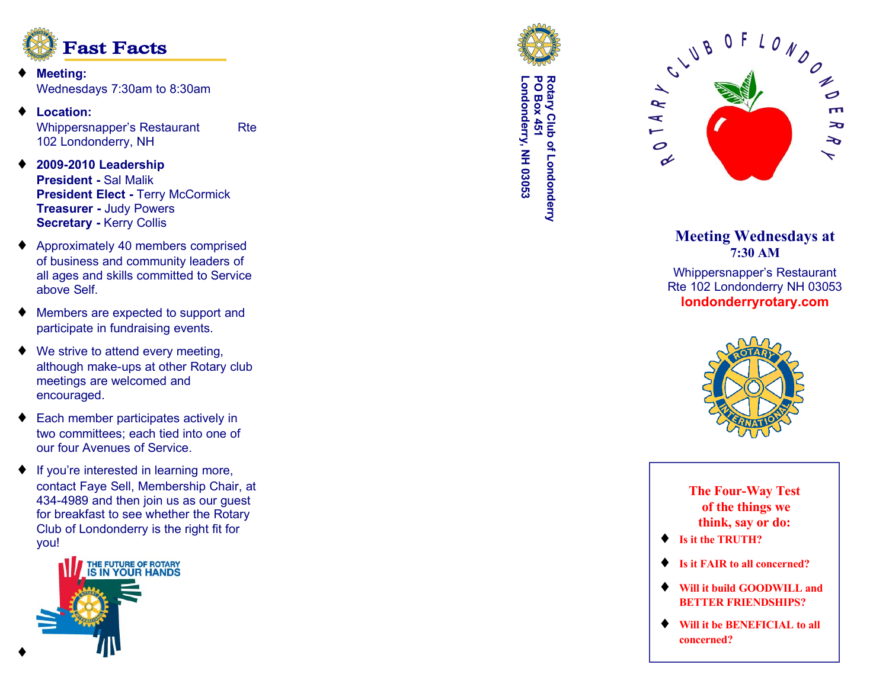# Fast Facts

- **Meeting:**
  Wednesdays 7:30am to 8:30am
- **Location:**
  Whippersnapper's Restaurant Rte 102 Londonderry, NH
- **2009-2010 Leadership**
  **President -** Sal Malik
  **President Elect -** Terry McCormick
  **Treasurer -** Judy Powers
  **Secretary -** Kerry Collis
- Approximately 40 members comprised of business and community leaders of all ages and skills committed to Service above Self.
- Members are expected to support and participate in fundraising events.
- We strive to attend every meeting, although make-ups at other Rotary club meetings are welcomed and encouraged.
- Each member participates actively in two committees; each tied into one of our four Avenues of Service.
- If you're interested in learning more, contact Faye Sell, Membership Chair, at 434-4989 and then join us as our guest for breakfast to see whether the Rotary Club of Londonderry is the right fit for you!

THE FUTURE OF ROTARY IS IN YOUR HANDS

**Rotary Club of Londonderry**
**PO Box 451**
**Londonderry, NH 03053**

# ROTARY CLUB OF LONDONDERRY

**Meeting Wednesdays at 7:30 AM**

Whippersnapper's Restaurant
Rte 102 Londonderry NH 03053
**londonderryrotary.com**

**The Four-Way Test of the things we think, say or do:**

- **Is it the TRUTH?**
- **Is it FAIR to all concerned?**
- **Will it build GOODWILL and BETTER FRIENDSHIPS?**
- **Will it be BENEFICIAL to all concerned?**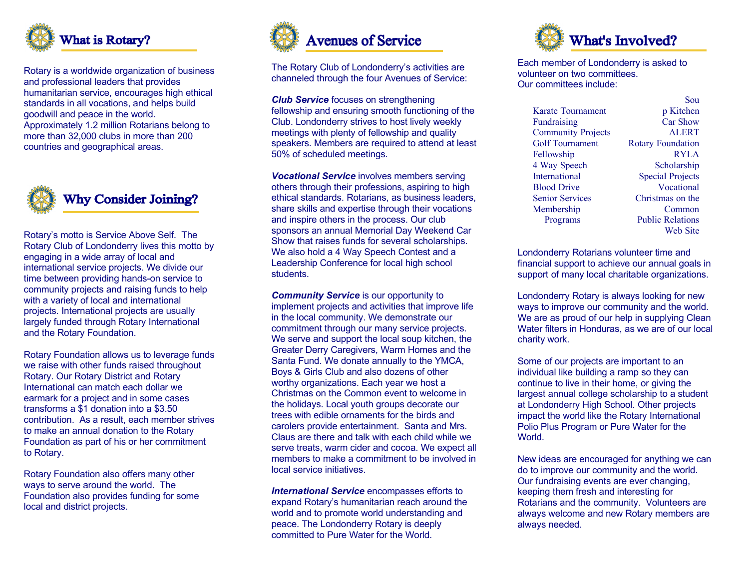## What is Rotary?

Rotary is a worldwide organization of business and professional leaders that provides humanitarian service, encourages high ethical standards in all vocations, and helps build goodwill and peace in the world. Approximately 1.2 million Rotarians belong to more than 32,000 clubs in more than 200 countries and geographical areas.

## Why Consider Joining?

Rotary's motto is Service Above Self. The Rotary Club of Londonderry lives this motto by engaging in a wide array of local and international service projects. We divide our time between providing hands-on service to community projects and raising funds to help with a variety of local and international projects. International projects are usually largely funded through Rotary International and the Rotary Foundation.

Rotary Foundation allows us to leverage funds we raise with other funds raised throughout Rotary. Our Rotary District and Rotary International can match each dollar we earmark for a project and in some cases transforms a $1 donation into a $3.50 contribution. As a result, each member strives to make an annual donation to the Rotary Foundation as part of his or her commitment to Rotary.

Rotary Foundation also offers many other ways to serve around the world. The Foundation also provides funding for some local and district projects.

## Avenues of Service

The Rotary Club of Londonderry's activities are channeled through the four Avenues of Service:

***Club Service*** focuses on strengthening fellowship and ensuring smooth functioning of the Club. Londonderry strives to host lively weekly meetings with plenty of fellowship and quality speakers. Members are required to attend at least 50% of scheduled meetings.

***Vocational Service*** involves members serving others through their professions, aspiring to high ethical standards. Rotarians, as business leaders, share skills and expertise through their vocations and inspire others in the process. Our club sponsors an annual Memorial Day Weekend Car Show that raises funds for several scholarships. We also hold a 4 Way Speech Contest and a Leadership Conference for local high school students.

***Community Service*** is our opportunity to implement projects and activities that improve life in the local community. We demonstrate our commitment through our many service projects. We serve and support the local soup kitchen, the Greater Derry Caregivers, Warm Homes and the Santa Fund. We donate annually to the YMCA, Boys & Girls Club and also dozens of other worthy organizations. Each year we host a Christmas on the Common event to welcome in the holidays. Local youth groups decorate our trees with edible ornaments for the birds and carolers provide entertainment. Santa and Mrs. Claus are there and talk with each child while we serve treats, warm cider and cocoa. We expect all members to make a commitment to be involved in local service initiatives.

***International Service*** encompasses efforts to expand Rotary's humanitarian reach around the world and to promote world understanding and peace. The Londonderry Rotary is deeply committed to Pure Water for the World.

## What's Involved?

Each member of Londonderry is asked to volunteer on two committees. Our committees include:

| | |
|---|---|
| Karate Tournament | Soup Kitchen |
| Fundraising | Car Show |
| Community Projects | ALERT |
| Golf Tournament | Rotary Foundation |
| Fellowship | RYLA |
| 4 Way Speech | Scholarship |
| International | Special Projects |
| Blood Drive | Vocational |
| Senior Services | Christmas on the Common |
| Membership Programs | Public Relations |
| | Web Site |

Londonderry Rotarians volunteer time and financial support to achieve our annual goals in support of many local charitable organizations.

Londonderry Rotary is always looking for new ways to improve our community and the world. We are as proud of our help in supplying Clean Water filters in Honduras, as we are of our local charity work.

Some of our projects are important to an individual like building a ramp so they can continue to live in their home, or giving the largest annual college scholarship to a student at Londonderry High School. Other projects impact the world like the Rotary International Polio Plus Program or Pure Water for the World.

New ideas are encouraged for anything we can do to improve our community and the world. Our fundraising events are ever changing, keeping them fresh and interesting for Rotarians and the community. Volunteers are always welcome and new Rotary members are always needed.